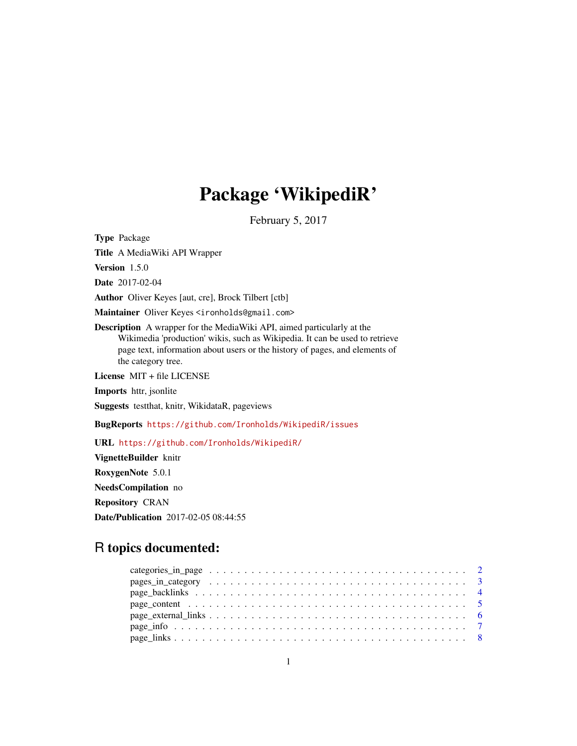# Package 'WikipediR'

February 5, 2017

**Type** Package

**Title** A MediaWiki API Wrapper

**Version** 1.5.0

**Date** 2017-02-04

**Author** Oliver Keyes [aut, cre], Brock Tilbert [ctb]

**Maintainer** Oliver Keyes <ironholds@gmail.com>

**Description** A wrapper for the MediaWiki API, aimed particularly at the Wikimedia 'production' wikis, such as Wikipedia. It can be used to retrieve page text, information about users or the history of pages, and elements of the category tree.

**License** MIT + file LICENSE

**Imports** httr, jsonlite

**Suggests** testthat, knitr, WikidataR, pageviews

**BugReports** https://github.com/Ironholds/WikipediR/issues

**URL** https://github.com/Ironholds/WikipediR/

**VignetteBuilder** knitr

**RoxygenNote** 5.0.1

**NeedsCompilation** no

**Repository** CRAN

**Date/Publication** 2017-02-05 08:44:55

## R topics documented:

- categories_in_page . . . . . . . . . . . . . . . . . . . . . . . . . . . . . . . . . . . . 2
- pages_in_category . . . . . . . . . . . . . . . . . . . . . . . . . . . . . . . . . . . . 3
- page_backlinks . . . . . . . . . . . . . . . . . . . . . . . . . . . . . . . . . . . . . . 4
- page_content . . . . . . . . . . . . . . . . . . . . . . . . . . . . . . . . . . . . . . . 5
- page_external_links . . . . . . . . . . . . . . . . . . . . . . . . . . . . . . . . . . . 6
- page_info . . . . . . . . . . . . . . . . . . . . . . . . . . . . . . . . . . . . . . . . . 7
- page_links . . . . . . . . . . . . . . . . . . . . . . . . . . . . . . . . . . . . . . . . 8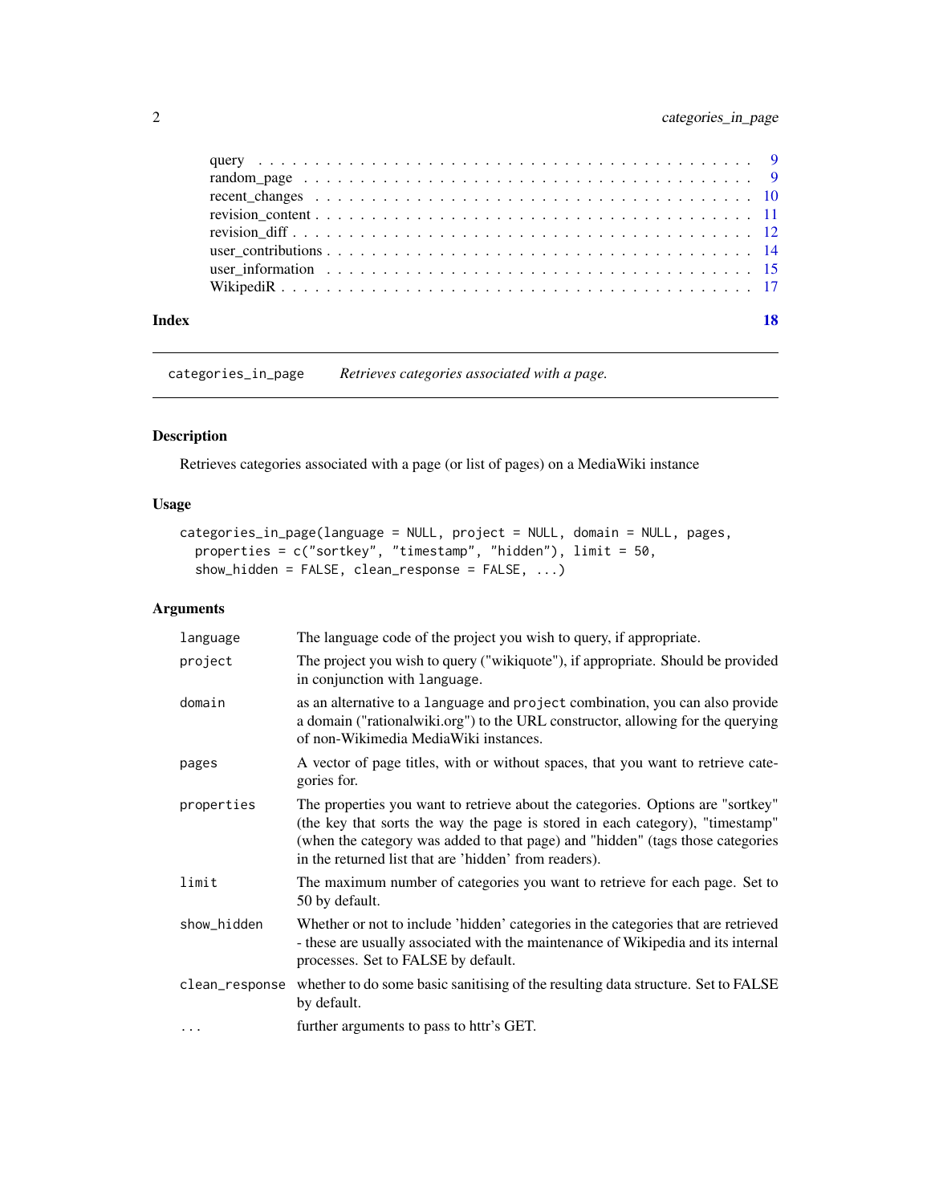query . . . . . . . . . . . . . . . . . . . . . . . . . . . . . . . . . . . . . . . . . 9
random_page . . . . . . . . . . . . . . . . . . . . . . . . . . . . . . . . . . . . . . 9
recent_changes . . . . . . . . . . . . . . . . . . . . . . . . . . . . . . . . . . . . . 10
revision_content . . . . . . . . . . . . . . . . . . . . . . . . . . . . . . . . . . . . 11
revision_diff . . . . . . . . . . . . . . . . . . . . . . . . . . . . . . . . . . . . . . 12
user_contributions . . . . . . . . . . . . . . . . . . . . . . . . . . . . . . . . . . . 14
user_information . . . . . . . . . . . . . . . . . . . . . . . . . . . . . . . . . . . . 15
WikipediR . . . . . . . . . . . . . . . . . . . . . . . . . . . . . . . . . . . . . . . . 17

**Index** **18**

---

## categories_in_page — *Retrieves categories associated with a page.*

### Description

Retrieves categories associated with a page (or list of pages) on a MediaWiki instance

### Usage

```
categories_in_page(language = NULL, project = NULL, domain = NULL, pages,
  properties = c("sortkey", "timestamp", "hidden"), limit = 50,
  show_hidden = FALSE, clean_response = FALSE, ...)
```

### Arguments

| | |
|---|---|
| `language` | The language code of the project you wish to query, if appropriate. |
| `project` | The project you wish to query ("wikiquote"), if appropriate. Should be provided in conjunction with `language`. |
| `domain` | as an alternative to a `language` and `project` combination, you can also provide a domain ("rationalwiki.org") to the URL constructor, allowing for the querying of non-Wikimedia MediaWiki instances. |
| `pages` | A vector of page titles, with or without spaces, that you want to retrieve categories for. |
| `properties` | The properties you want to retrieve about the categories. Options are "sortkey" (the key that sorts the way the page is stored in each category), "timestamp" (when the category was added to that page) and "hidden" (tags those categories in the returned list that are 'hidden' from readers). |
| `limit` | The maximum number of categories you want to retrieve for each page. Set to 50 by default. |
| `show_hidden` | Whether or not to include 'hidden' categories in the categories that are retrieved - these are usually associated with the maintenance of Wikipedia and its internal processes. Set to FALSE by default. |
| `clean_response` | whether to do some basic sanitising of the resulting data structure. Set to FALSE by default. |
| `...` | further arguments to pass to httr's GET. |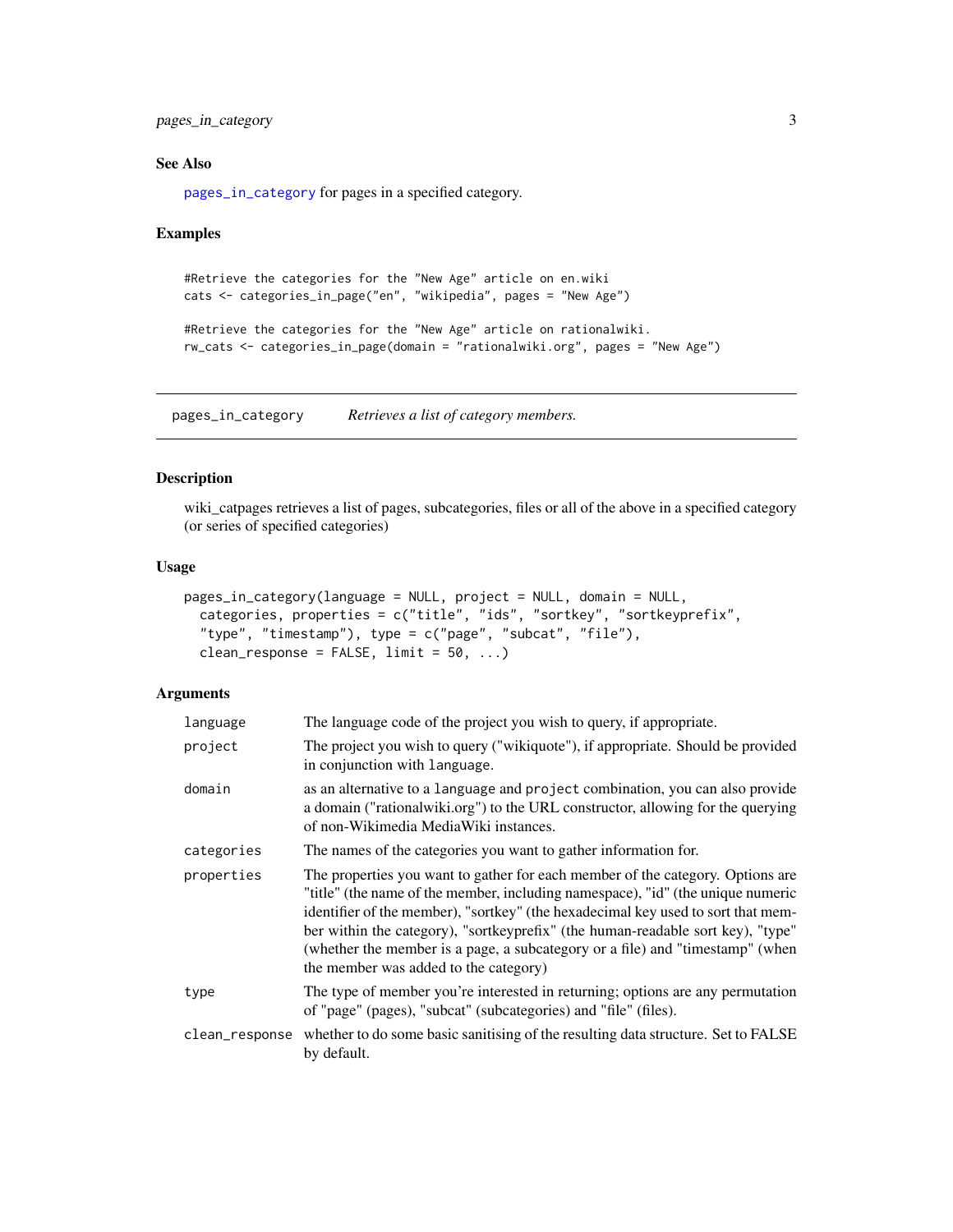### See Also

`pages_in_category` for pages in a specified category.

### Examples

```
#Retrieve the categories for the "New Age" article on en.wiki
cats <- categories_in_page("en", "wikipedia", pages = "New Age")

#Retrieve the categories for the "New Age" article on rationalwiki.
rw_cats <- categories_in_page(domain = "rationalwiki.org", pages = "New Age")
```

---

## pages_in_category — *Retrieves a list of category members.*

---

### Description

wiki_catpages retrieves a list of pages, subcategories, files or all of the above in a specified category (or series of specified categories)

### Usage

```
pages_in_category(language = NULL, project = NULL, domain = NULL,
  categories, properties = c("title", "ids", "sortkey", "sortkeyprefix",
  "type", "timestamp"), type = c("page", "subcat", "file"),
  clean_response = FALSE, limit = 50, ...)
```

### Arguments

| | |
|---|---|
| `language` | The language code of the project you wish to query, if appropriate. |
| `project` | The project you wish to query ("wikiquote"), if appropriate. Should be provided in conjunction with `language`. |
| `domain` | as an alternative to a `language` and `project` combination, you can also provide a domain ("rationalwiki.org") to the URL constructor, allowing for the querying of non-Wikimedia MediaWiki instances. |
| `categories` | The names of the categories you want to gather information for. |
| `properties` | The properties you want to gather for each member of the category. Options are "title" (the name of the member, including namespace), "id" (the unique numeric identifier of the member), "sortkey" (the hexadecimal key used to sort that member within the category), "sortkeyprefix" (the human-readable sort key), "type" (whether the member is a page, a subcategory or a file) and "timestamp" (when the member was added to the category) |
| `type` | The type of member you're interested in returning; options are any permutation of "page" (pages), "subcat" (subcategories) and "file" (files). |
| `clean_response` | whether to do some basic sanitising of the resulting data structure. Set to FALSE by default. |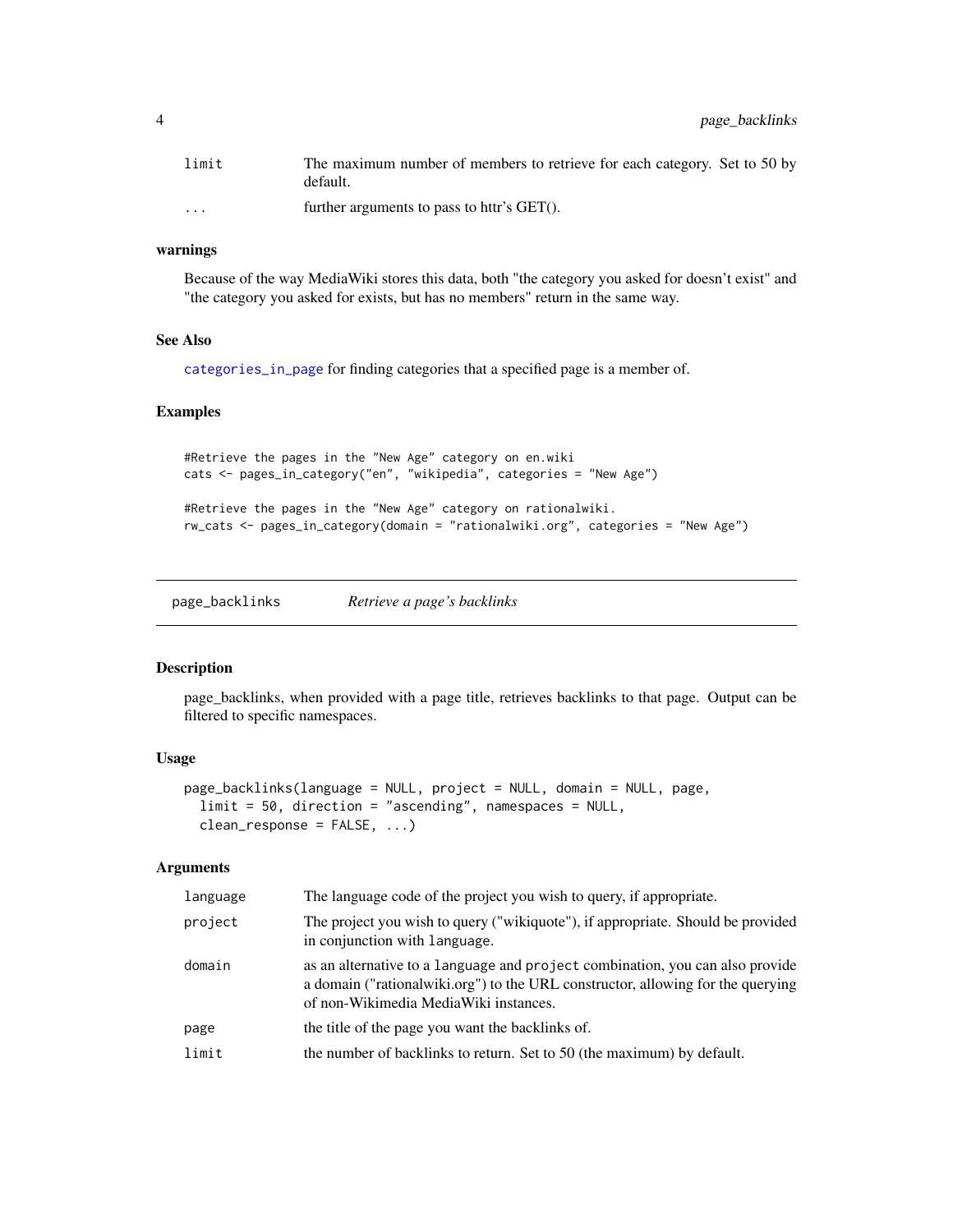| | |
|---|---|
| limit | The maximum number of members to retrieve for each category. Set to 50 by default. |
| ... | further arguments to pass to httr's GET(). |

### warnings

Because of the way MediaWiki stores this data, both "the category you asked for doesn't exist" and "the category you asked for exists, but has no members" return in the same way.

### See Also

categories_in_page for finding categories that a specified page is a member of.

### Examples

```
#Retrieve the pages in the "New Age" category on en.wiki
cats <- pages_in_category("en", "wikipedia", categories = "New Age")

#Retrieve the pages in the "New Age" category on rationalwiki.
rw_cats <- pages_in_category(domain = "rationalwiki.org", categories = "New Age")
```

---

## page_backlinks — *Retrieve a page's backlinks*

### Description

page_backlinks, when provided with a page title, retrieves backlinks to that page. Output can be filtered to specific namespaces.

### Usage

```
page_backlinks(language = NULL, project = NULL, domain = NULL, page,
  limit = 50, direction = "ascending", namespaces = NULL,
  clean_response = FALSE, ...)
```

### Arguments

| | |
|---|---|
| language | The language code of the project you wish to query, if appropriate. |
| project | The project you wish to query ("wikiquote"), if appropriate. Should be provided in conjunction with language. |
| domain | as an alternative to a language and project combination, you can also provide a domain ("rationalwiki.org") to the URL constructor, allowing for the querying of non-Wikimedia MediaWiki instances. |
| page | the title of the page you want the backlinks of. |
| limit | the number of backlinks to return. Set to 50 (the maximum) by default. |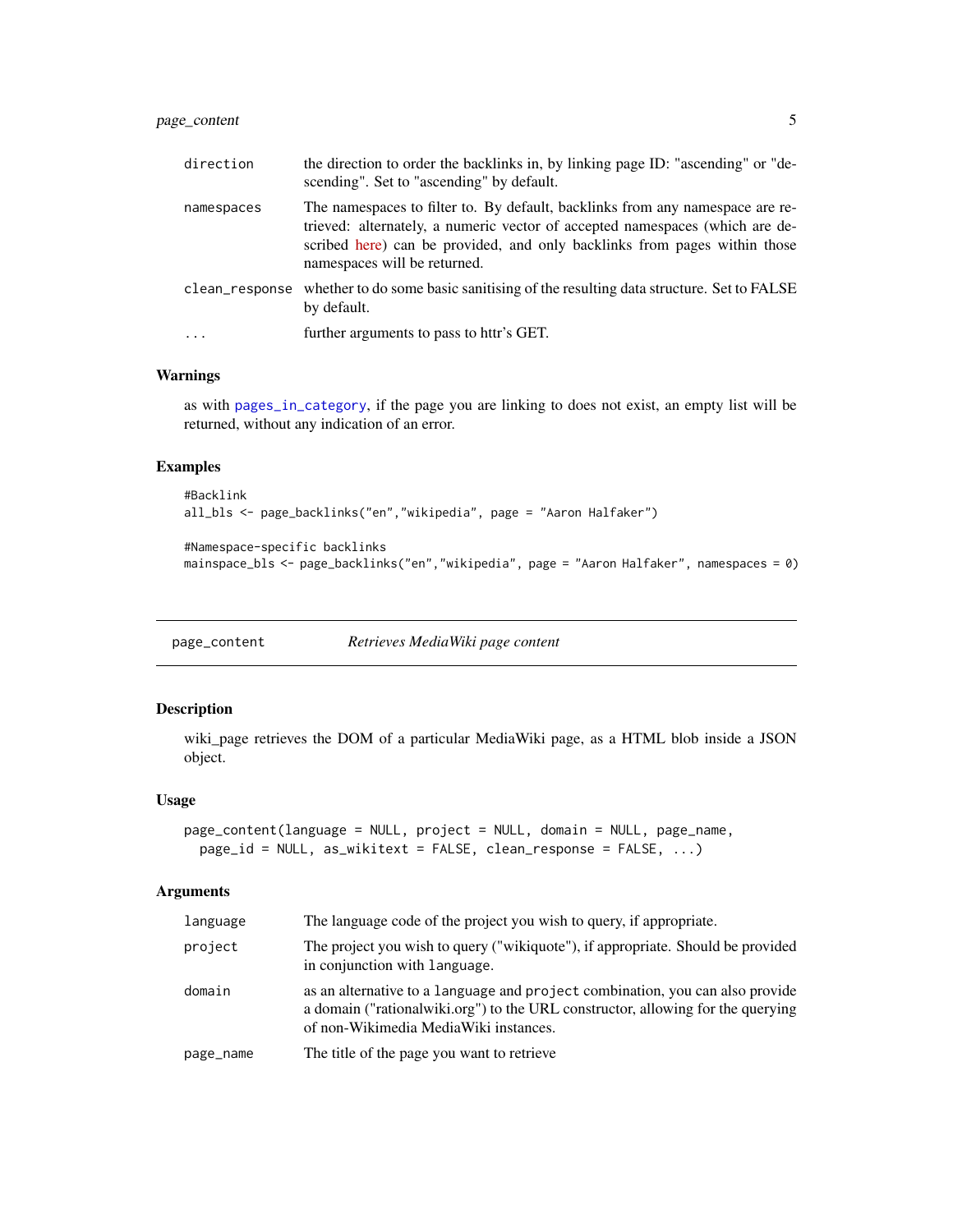| | |
|---|---|
| direction | the direction to order the backlinks in, by linking page ID: "ascending" or "descending". Set to "ascending" by default. |
| namespaces | The namespaces to filter to. By default, backlinks from any namespace are retrieved: alternately, a numeric vector of accepted namespaces (which are described here) can be provided, and only backlinks from pages within those namespaces will be returned. |
| clean_response | whether to do some basic sanitising of the resulting data structure. Set to FALSE by default. |
| ... | further arguments to pass to httr's GET. |

### Warnings

as with pages_in_category, if the page you are linking to does not exist, an empty list will be returned, without any indication of an error.

### Examples

```
#Backlink
all_bls <- page_backlinks("en","wikipedia", page = "Aaron Halfaker")

#Namespace-specific backlinks
mainspace_bls <- page_backlinks("en","wikipedia", page = "Aaron Halfaker", namespaces = 0)
```

---

## page_content *Retrieves MediaWiki page content*

### Description

wiki_page retrieves the DOM of a particular MediaWiki page, as a HTML blob inside a JSON object.

### Usage

```
page_content(language = NULL, project = NULL, domain = NULL, page_name,
  page_id = NULL, as_wikitext = FALSE, clean_response = FALSE, ...)
```

### Arguments

| | |
|---|---|
| language | The language code of the project you wish to query, if appropriate. |
| project | The project you wish to query ("wikiquote"), if appropriate. Should be provided in conjunction with language. |
| domain | as an alternative to a language and project combination, you can also provide a domain ("rationalwiki.org") to the URL constructor, allowing for the querying of non-Wikimedia MediaWiki instances. |
| page_name | The title of the page you want to retrieve |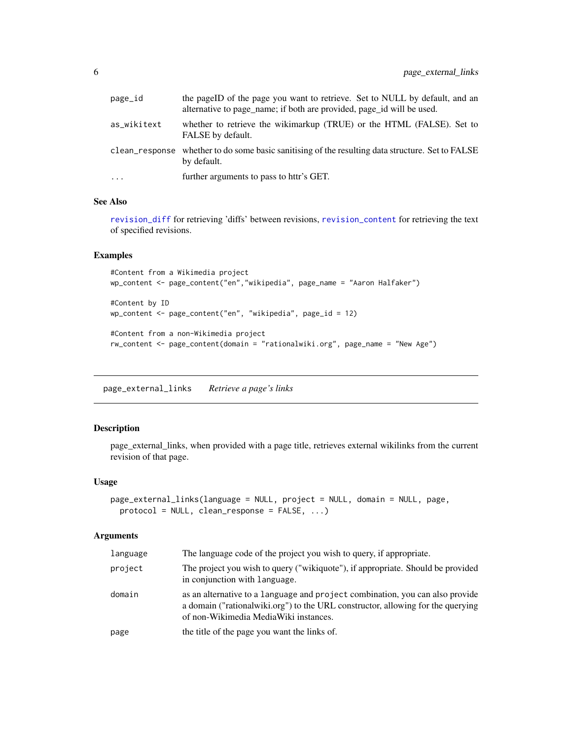| | |
|---|---|
| page_id | the pageID of the page you want to retrieve. Set to NULL by default, and an alternative to page_name; if both are provided, page_id will be used. |
| as_wikitext | whether to retrieve the wikimarkup (TRUE) or the HTML (FALSE). Set to FALSE by default. |
| clean_response | whether to do some basic sanitising of the resulting data structure. Set to FALSE by default. |
| ... | further arguments to pass to httr's GET. |

### See Also

`revision_diff` for retrieving 'diffs' between revisions, `revision_content` for retrieving the text of specified revisions.

### Examples

```
#Content from a Wikimedia project
wp_content <- page_content("en","wikipedia", page_name = "Aaron Halfaker")

#Content by ID
wp_content <- page_content("en", "wikipedia", page_id = 12)

#Content from a non-Wikimedia project
rw_content <- page_content(domain = "rationalwiki.org", page_name = "New Age")
```

---

## page_external_links *Retrieve a page's links*

### Description

page_external_links, when provided with a page title, retrieves external wikilinks from the current revision of that page.

### Usage

```
page_external_links(language = NULL, project = NULL, domain = NULL, page,
  protocol = NULL, clean_response = FALSE, ...)
```

### Arguments

| | |
|---|---|
| language | The language code of the project you wish to query, if appropriate. |
| project | The project you wish to query ("wikiquote"), if appropriate. Should be provided in conjunction with `language`. |
| domain | as an alternative to a `language` and `project` combination, you can also provide a domain ("rationalwiki.org") to the URL constructor, allowing for the querying of non-Wikimedia MediaWiki instances. |
| page | the title of the page you want the links of. |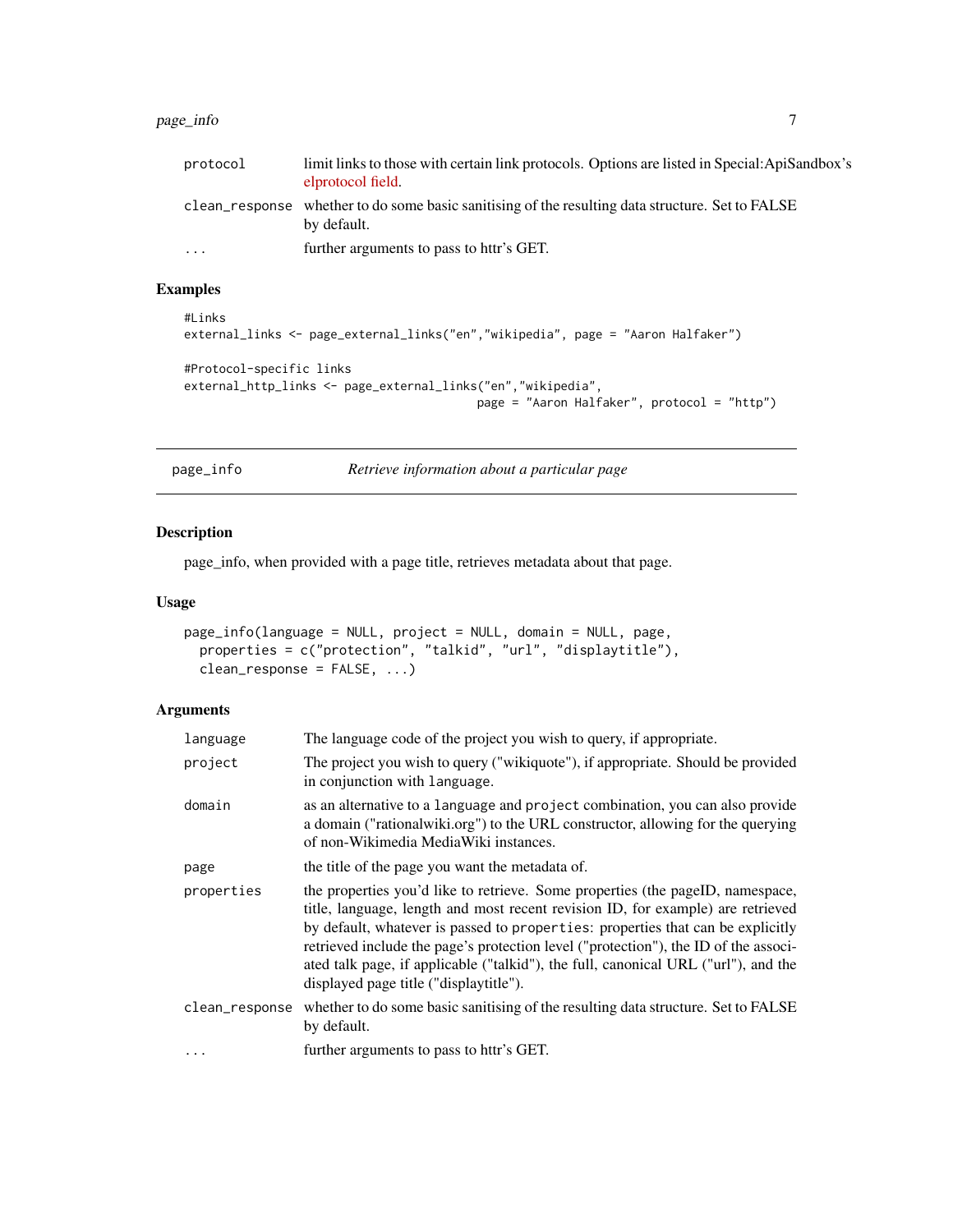| | |
|---|---|
| protocol | limit links to those with certain link protocols. Options are listed in Special:ApiSandbox's elprotocol field. |
| clean_response | whether to do some basic sanitising of the resulting data structure. Set to FALSE by default. |
| ... | further arguments to pass to httr's GET. |

## Examples

```
#Links
external_links <- page_external_links("en","wikipedia", page = "Aaron Halfaker")

#Protocol-specific links
external_http_links <- page_external_links("en","wikipedia",
                                           page = "Aaron Halfaker", protocol = "http")
```

---

# page_info — *Retrieve information about a particular page*

## Description

page_info, when provided with a page title, retrieves metadata about that page.

## Usage

```
page_info(language = NULL, project = NULL, domain = NULL, page,
  properties = c("protection", "talkid", "url", "displaytitle"),
  clean_response = FALSE, ...)
```

## Arguments

| | |
|---|---|
| language | The language code of the project you wish to query, if appropriate. |
| project | The project you wish to query ("wikiquote"), if appropriate. Should be provided in conjunction with language. |
| domain | as an alternative to a language and project combination, you can also provide a domain ("rationalwiki.org") to the URL constructor, allowing for the querying of non-Wikimedia MediaWiki instances. |
| page | the title of the page you want the metadata of. |
| properties | the properties you'd like to retrieve. Some properties (the pageID, namespace, title, language, length and most recent revision ID, for example) are retrieved by default, whatever is passed to properties: properties that can be explicitly retrieved include the page's protection level ("protection"), the ID of the associated talk page, if applicable ("talkid"), the full, canonical URL ("url"), and the displayed page title ("displaytitle"). |
| clean_response | whether to do some basic sanitising of the resulting data structure. Set to FALSE by default. |
| ... | further arguments to pass to httr's GET. |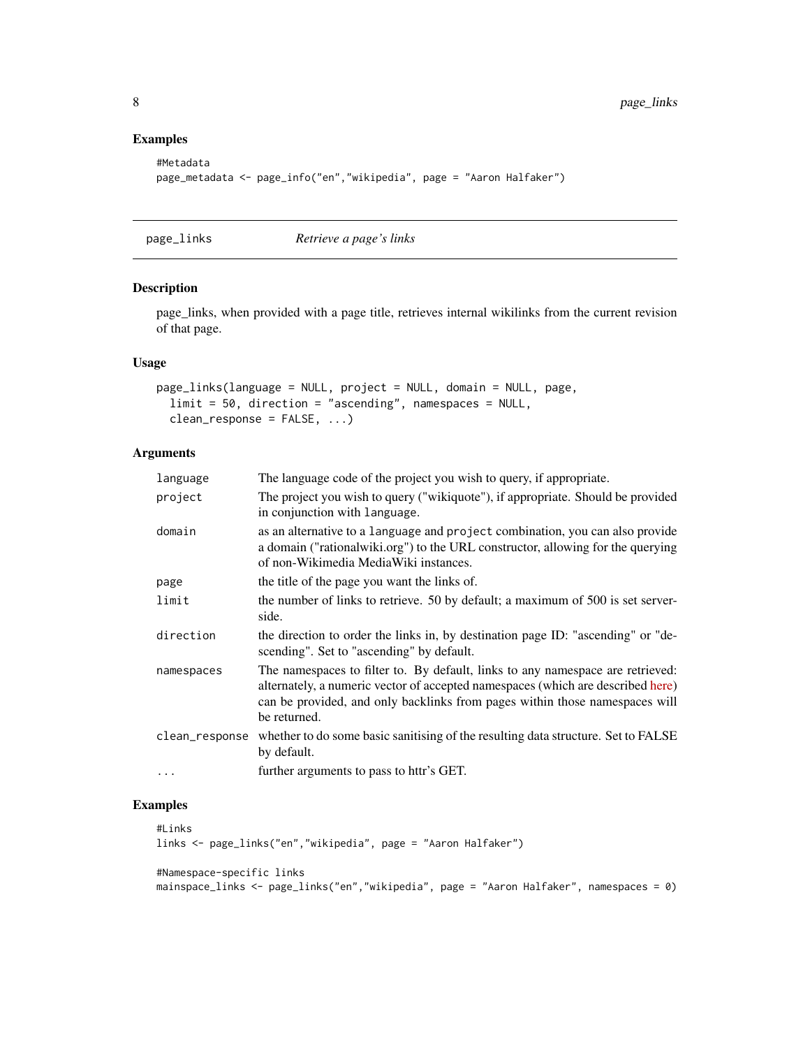## Examples

```
#Metadata
page_metadata <- page_info("en","wikipedia", page = "Aaron Halfaker")
```

---

# page_links — *Retrieve a page's links*

## Description

page_links, when provided with a page title, retrieves internal wikilinks from the current revision of that page.

## Usage

```
page_links(language = NULL, project = NULL, domain = NULL, page,
  limit = 50, direction = "ascending", namespaces = NULL,
  clean_response = FALSE, ...)
```

## Arguments

| Argument | Description |
|---|---|
| `language` | The language code of the project you wish to query, if appropriate. |
| `project` | The project you wish to query ("wikiquote"), if appropriate. Should be provided in conjunction with `language`. |
| `domain` | as an alternative to a `language` and `project` combination, you can also provide a domain ("rationalwiki.org") to the URL constructor, allowing for the querying of non-Wikimedia MediaWiki instances. |
| `page` | the title of the page you want the links of. |
| `limit` | the number of links to retrieve. 50 by default; a maximum of 500 is set server-side. |
| `direction` | the direction to order the links in, by destination page ID: "ascending" or "descending". Set to "ascending" by default. |
| `namespaces` | The namespaces to filter to. By default, links to any namespace are retrieved: alternately, a numeric vector of accepted namespaces (which are described here) can be provided, and only backlinks from pages within those namespaces will be returned. |
| `clean_response` | whether to do some basic sanitising of the resulting data structure. Set to FALSE by default. |
| `...` | further arguments to pass to httr's GET. |

## Examples

```
#Links
links <- page_links("en","wikipedia", page = "Aaron Halfaker")

#Namespace-specific links
mainspace_links <- page_links("en","wikipedia", page = "Aaron Halfaker", namespaces = 0)
```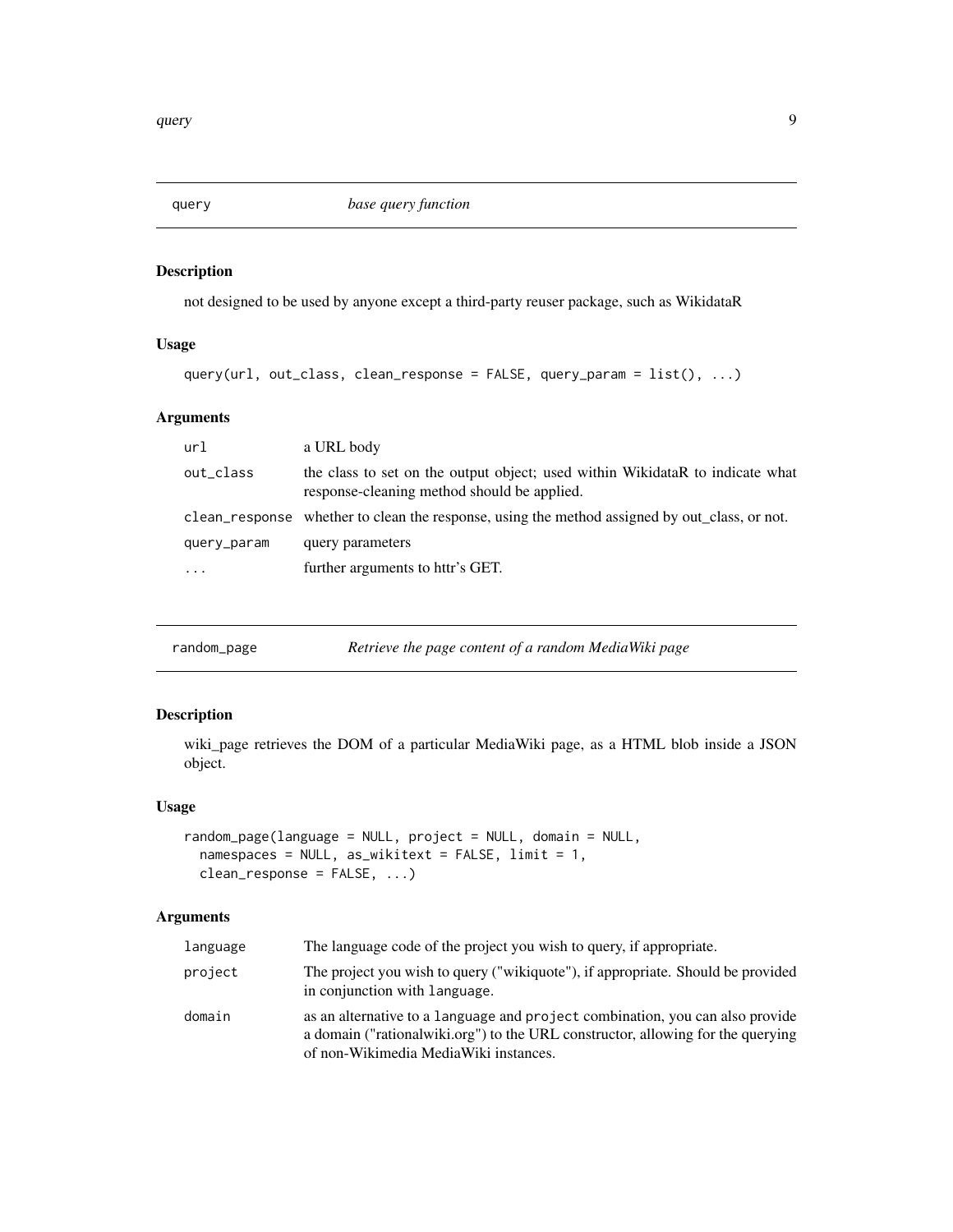## query — *base query function*

### Description

not designed to be used by anyone except a third-party reuser package, such as WikidataR

### Usage

```
query(url, out_class, clean_response = FALSE, query_param = list(), ...)
```

### Arguments

| | |
|---|---|
| `url` | a URL body |
| `out_class` | the class to set on the output object; used within WikidataR to indicate what response-cleaning method should be applied. |
| `clean_response` | whether to clean the response, using the method assigned by out_class, or not. |
| `query_param` | query parameters |
| `...` | further arguments to httr's GET. |

## random_page — *Retrieve the page content of a random MediaWiki page*

### Description

wiki_page retrieves the DOM of a particular MediaWiki page, as a HTML blob inside a JSON object.

### Usage

```
random_page(language = NULL, project = NULL, domain = NULL,
  namespaces = NULL, as_wikitext = FALSE, limit = 1,
  clean_response = FALSE, ...)
```

### Arguments

| | |
|---|---|
| `language` | The language code of the project you wish to query, if appropriate. |
| `project` | The project you wish to query ("wikiquote"), if appropriate. Should be provided in conjunction with `language`. |
| `domain` | as an alternative to a `language` and `project` combination, you can also provide a domain ("rationalwiki.org") to the URL constructor, allowing for the querying of non-Wikimedia MediaWiki instances. |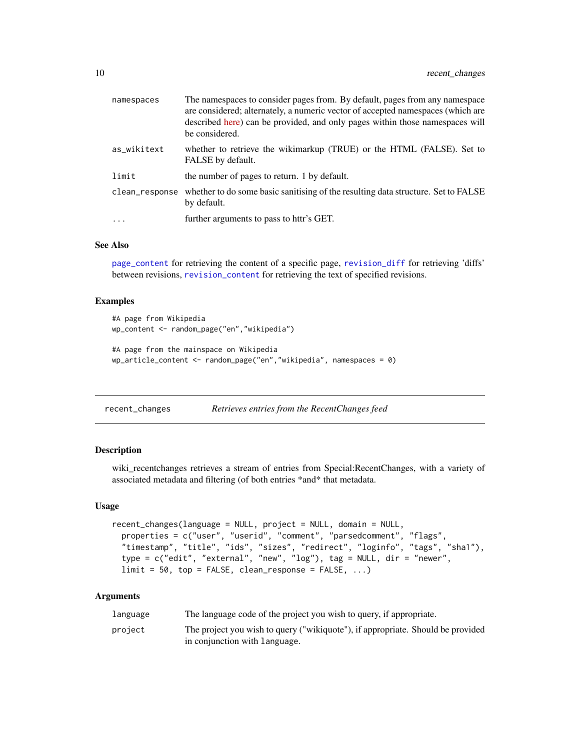| | |
|---|---|
| namespaces | The namespaces to consider pages from. By default, pages from any namespace are considered; alternately, a numeric vector of accepted namespaces (which are described here) can be provided, and only pages within those namespaces will be considered. |
| as_wikitext | whether to retrieve the wikimarkup (TRUE) or the HTML (FALSE). Set to FALSE by default. |
| limit | the number of pages to return. 1 by default. |
| clean_response | whether to do some basic sanitising of the resulting data structure. Set to FALSE by default. |
| ... | further arguments to pass to httr's GET. |

### See Also

page_content for retrieving the content of a specific page, revision_diff for retrieving 'diffs' between revisions, revision_content for retrieving the text of specified revisions.

### Examples

```
#A page from Wikipedia
wp_content <- random_page("en","wikipedia")

#A page from the mainspace on Wikipedia
wp_article_content <- random_page("en","wikipedia", namespaces = 0)
```

## recent_changes — *Retrieves entries from the RecentChanges feed*

### Description

wiki_recentchanges retrieves a stream of entries from Special:RecentChanges, with a variety of associated metadata and filtering (of both entries *and* that metadata.

### Usage

```
recent_changes(language = NULL, project = NULL, domain = NULL,
  properties = c("user", "userid", "comment", "parsedcomment", "flags",
  "timestamp", "title", "ids", "sizes", "redirect", "loginfo", "tags", "sha1"),
  type = c("edit", "external", "new", "log"), tag = NULL, dir = "newer",
  limit = 50, top = FALSE, clean_response = FALSE, ...)
```

### Arguments

| | |
|---|---|
| language | The language code of the project you wish to query, if appropriate. |
| project | The project you wish to query ("wikiquote"), if appropriate. Should be provided in conjunction with language. |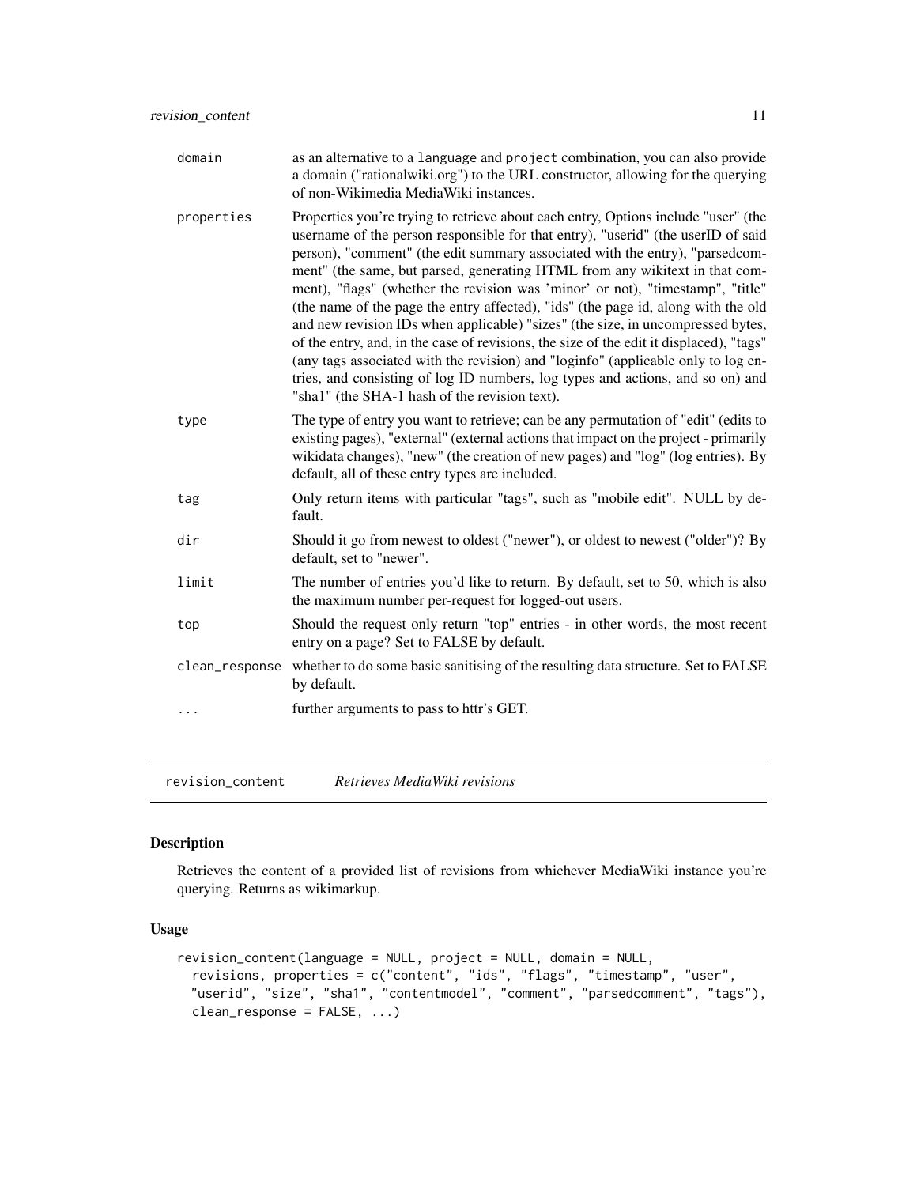| | |
|---|---|
| domain | as an alternative to a language and project combination, you can also provide a domain ("rationalwiki.org") to the URL constructor, allowing for the querying of non-Wikimedia MediaWiki instances. |
| properties | Properties you're trying to retrieve about each entry, Options include "user" (the username of the person responsible for that entry), "userid" (the userID of said person), "comment" (the edit summary associated with the entry), "parsedcomment" (the same, but parsed, generating HTML from any wikitext in that comment), "flags" (whether the revision was 'minor' or not), "timestamp", "title" (the name of the page the entry affected), "ids" (the page id, along with the old and new revision IDs when applicable) "sizes" (the size, in uncompressed bytes, of the entry, and, in the case of revisions, the size of the edit it displaced), "tags" (any tags associated with the revision) and "loginfo" (applicable only to log entries, and consisting of log ID numbers, log types and actions, and so on) and "sha1" (the SHA-1 hash of the revision text). |
| type | The type of entry you want to retrieve; can be any permutation of "edit" (edits to existing pages), "external" (external actions that impact on the project - primarily wikidata changes), "new" (the creation of new pages) and "log" (log entries). By default, all of these entry types are included. |
| tag | Only return items with particular "tags", such as "mobile edit". NULL by default. |
| dir | Should it go from newest to oldest ("newer"), or oldest to newest ("older")? By default, set to "newer". |
| limit | The number of entries you'd like to return. By default, set to 50, which is also the maximum number per-request for logged-out users. |
| top | Should the request only return "top" entries - in other words, the most recent entry on a page? Set to FALSE by default. |
| clean_response | whether to do some basic sanitising of the resulting data structure. Set to FALSE by default. |
| ... | further arguments to pass to httr's GET. |

## revision_content    *Retrieves MediaWiki revisions*

### Description

Retrieves the content of a provided list of revisions from whichever MediaWiki instance you're querying. Returns as wikimarkup.

### Usage

```
revision_content(language = NULL, project = NULL, domain = NULL,
  revisions, properties = c("content", "ids", "flags", "timestamp", "user",
  "userid", "size", "sha1", "contentmodel", "comment", "parsedcomment", "tags"),
  clean_response = FALSE, ...)
```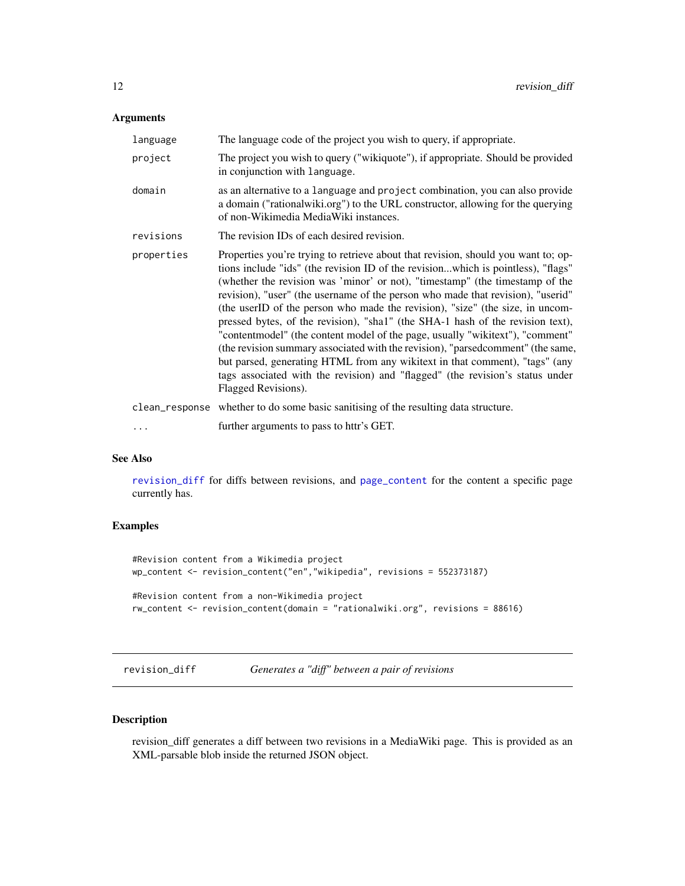### Arguments

| | |
|---|---|
| `language` | The language code of the project you wish to query, if appropriate. |
| `project` | The project you wish to query ("wikiquote"), if appropriate. Should be provided in conjunction with `language`. |
| `domain` | as an alternative to a `language` and `project` combination, you can also provide a domain ("rationalwiki.org") to the URL constructor, allowing for the querying of non-Wikimedia MediaWiki instances. |
| `revisions` | The revision IDs of each desired revision. |
| `properties` | Properties you're trying to retrieve about that revision, should you want to; options include "ids" (the revision ID of the revision...which is pointless), "flags" (whether the revision was 'minor' or not), "timestamp" (the timestamp of the revision), "user" (the username of the person who made that revision), "userid" (the userID of the person who made the revision), "size" (the size, in uncompressed bytes, of the revision), "sha1" (the SHA-1 hash of the revision text), "contentmodel" (the content model of the page, usually "wikitext"), "comment" (the revision summary associated with the revision), "parsedcomment" (the same, but parsed, generating HTML from any wikitext in that comment), "tags" (any tags associated with the revision) and "flagged" (the revision's status under Flagged Revisions). |
| `clean_response` | whether to do some basic sanitising of the resulting data structure. |
| `...` | further arguments to pass to httr's GET. |

### See Also

revision_diff for diffs between revisions, and page_content for the content a specific page currently has.

### Examples

```
#Revision content from a Wikimedia project
wp_content <- revision_content("en","wikipedia", revisions = 552373187)

#Revision content from a non-Wikimedia project
rw_content <- revision_content(domain = "rationalwiki.org", revisions = 88616)
```

---

## revision_diff — *Generates a "diff" between a pair of revisions*

### Description

revision_diff generates a diff between two revisions in a MediaWiki page. This is provided as an XML-parsable blob inside the returned JSON object.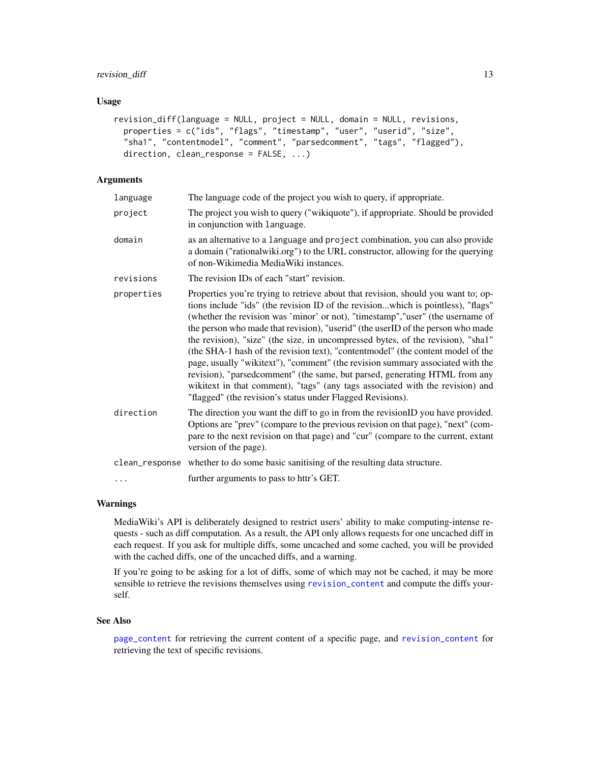### Usage

```
revision_diff(language = NULL, project = NULL, domain = NULL, revisions,
  properties = c("ids", "flags", "timestamp", "user", "userid", "size",
  "sha1", "contentmodel", "comment", "parsedcomment", "tags", "flagged"),
  direction, clean_response = FALSE, ...)
```

### Arguments

| | |
|---|---|
| `language` | The language code of the project you wish to query, if appropriate. |
| `project` | The project you wish to query ("wikiquote"), if appropriate. Should be provided in conjunction with `language`. |
| `domain` | as an alternative to a `language` and `project` combination, you can also provide a domain ("rationalwiki.org") to the URL constructor, allowing for the querying of non-Wikimedia MediaWiki instances. |
| `revisions` | The revision IDs of each "start" revision. |
| `properties` | Properties you're trying to retrieve about that revision, should you want to; options include "ids" (the revision ID of the revision...which is pointless), "flags" (whether the revision was 'minor' or not), "timestamp","user" (the username of the person who made that revision), "userid" (the userID of the person who made the revision), "size" (the size, in uncompressed bytes, of the revision), "sha1" (the SHA-1 hash of the revision text), "contentmodel" (the content model of the page, usually "wikitext"), "comment" (the revision summary associated with the revision), "parsedcomment" (the same, but parsed, generating HTML from any wikitext in that comment), "tags" (any tags associated with the revision) and "flagged" (the revision's status under Flagged Revisions). |
| `direction` | The direction you want the diff to go in from the revisionID you have provided. Options are "prev" (compare to the previous revision on that page), "next" (compare to the next revision on that page) and "cur" (compare to the current, extant version of the page). |
| `clean_response` | whether to do some basic sanitising of the resulting data structure. |
| `...` | further arguments to pass to httr's GET. |

### Warnings

MediaWiki's API is deliberately designed to restrict users' ability to make computing-intense requests - such as diff computation. As a result, the API only allows requests for one uncached diff in each request. If you ask for multiple diffs, some uncached and some cached, you will be provided with the cached diffs, one of the uncached diffs, and a warning.

If you're going to be asking for a lot of diffs, some of which may not be cached, it may be more sensible to retrieve the revisions themselves using `revision_content` and compute the diffs yourself.

### See Also

`page_content` for retrieving the current content of a specific page, and `revision_content` for retrieving the text of specific revisions.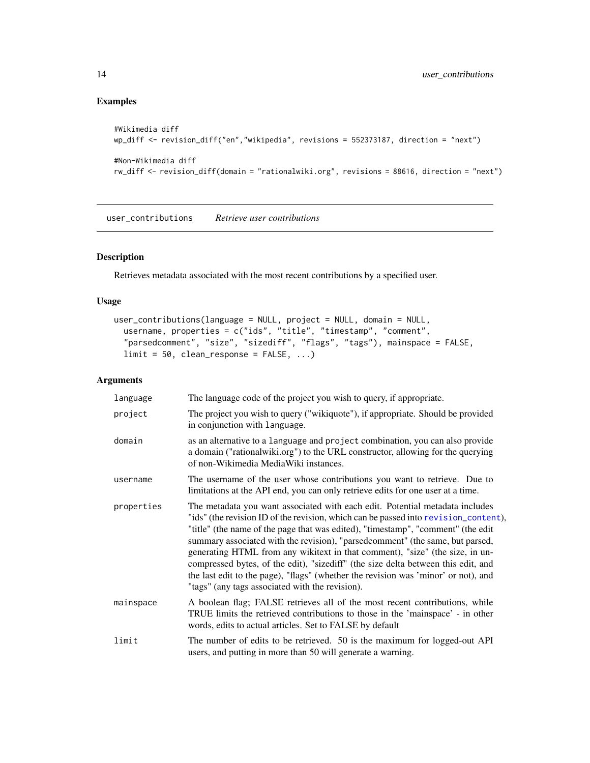## Examples

```
#Wikimedia diff
wp_diff <- revision_diff("en","wikipedia", revisions = 552373187, direction = "next")

#Non-Wikimedia diff
rw_diff <- revision_diff(domain = "rationalwiki.org", revisions = 88616, direction = "next")
```

---

`user_contributions` *Retrieve user contributions*

---

## Description

Retrieves metadata associated with the most recent contributions by a specified user.

## Usage

```
user_contributions(language = NULL, project = NULL, domain = NULL,
  username, properties = c("ids", "title", "timestamp", "comment",
  "parsedcomment", "size", "sizediff", "flags", "tags"), mainspace = FALSE,
  limit = 50, clean_response = FALSE, ...)
```

## Arguments

| | |
|---|---|
| `language` | The language code of the project you wish to query, if appropriate. |
| `project` | The project you wish to query ("wikiquote"), if appropriate. Should be provided in conjunction with `language`. |
| `domain` | as an alternative to a `language` and `project` combination, you can also provide a domain ("rationalwiki.org") to the URL constructor, allowing for the querying of non-Wikimedia MediaWiki instances. |
| `username` | The username of the user whose contributions you want to retrieve. Due to limitations at the API end, you can only retrieve edits for one user at a time. |
| `properties` | The metadata you want associated with each edit. Potential metadata includes "ids" (the revision ID of the revision, which can be passed into `revision_content`), "title" (the name of the page that was edited), "timestamp", "comment" (the edit summary associated with the revision), "parsedcomment" (the same, but parsed, generating HTML from any wikitext in that comment), "size" (the size, in uncompressed bytes, of the edit), "sizediff" (the size delta between this edit, and the last edit to the page), "flags" (whether the revision was 'minor' or not), and "tags" (any tags associated with the revision). |
| `mainspace` | A boolean flag; FALSE retrieves all of the most recent contributions, while TRUE limits the retrieved contributions to those in the 'mainspace' - in other words, edits to actual articles. Set to FALSE by default |
| `limit` | The number of edits to be retrieved. 50 is the maximum for logged-out API users, and putting in more than 50 will generate a warning. |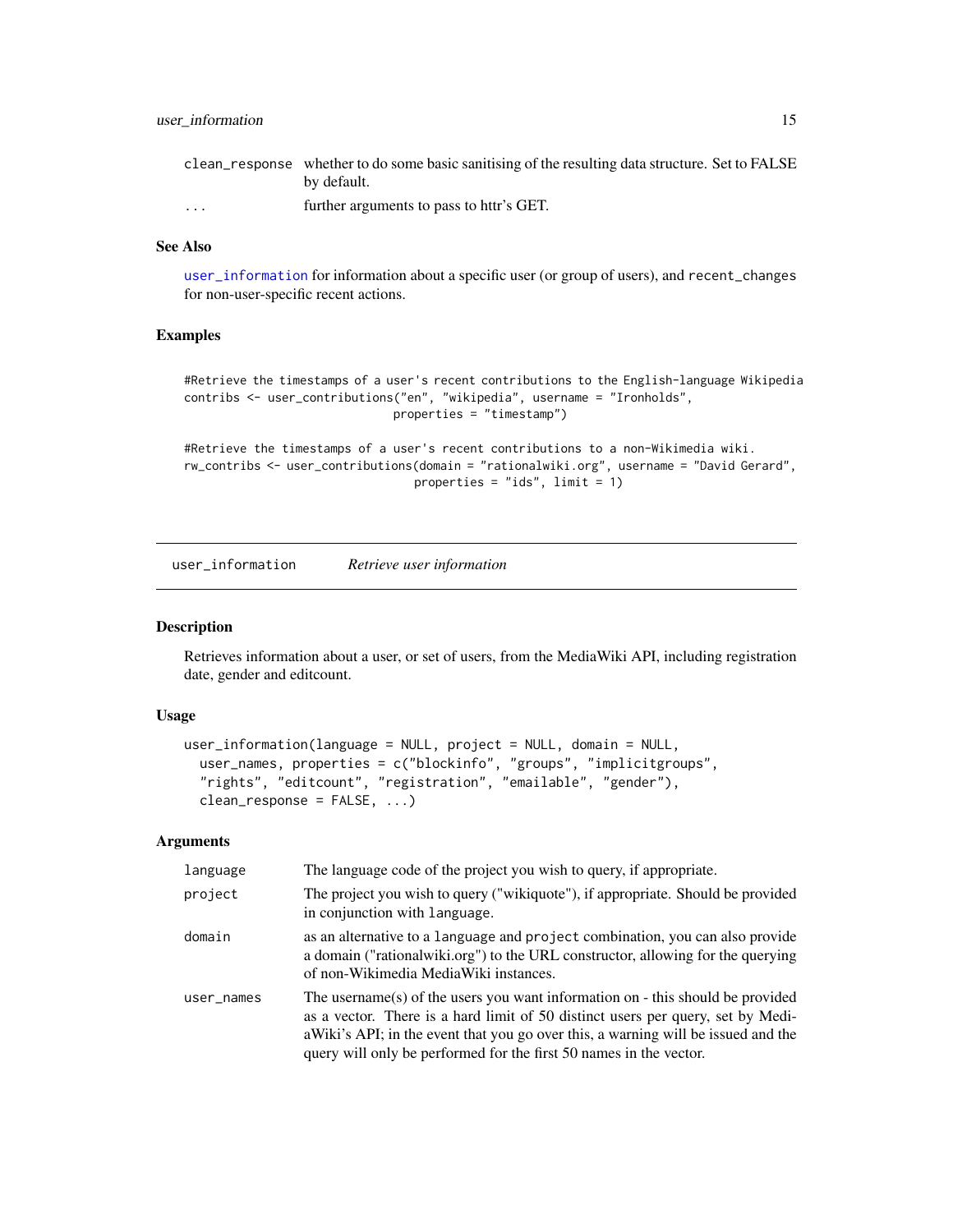| | |
|---|---|
| clean_response | whether to do some basic sanitising of the resulting data structure. Set to FALSE by default. |
| ... | further arguments to pass to httr's GET. |

### See Also

user_information for information about a specific user (or group of users), and recent_changes for non-user-specific recent actions.

### Examples

```
#Retrieve the timestamps of a user's recent contributions to the English-language Wikipedia
contribs <- user_contributions("en", "wikipedia", username = "Ironholds",
                               properties = "timestamp")

#Retrieve the timestamps of a user's recent contributions to a non-Wikimedia wiki.
rw_contribs <- user_contributions(domain = "rationalwiki.org", username = "David Gerard",
                                  properties = "ids", limit = 1)
```

---

## user_information *Retrieve user information*

### Description

Retrieves information about a user, or set of users, from the MediaWiki API, including registration date, gender and editcount.

### Usage

```
user_information(language = NULL, project = NULL, domain = NULL,
  user_names, properties = c("blockinfo", "groups", "implicitgroups",
  "rights", "editcount", "registration", "emailable", "gender"),
  clean_response = FALSE, ...)
```

### Arguments

| | |
|---|---|
| language | The language code of the project you wish to query, if appropriate. |
| project | The project you wish to query ("wikiquote"), if appropriate. Should be provided in conjunction with language. |
| domain | as an alternative to a language and project combination, you can also provide a domain ("rationalwiki.org") to the URL constructor, allowing for the querying of non-Wikimedia MediaWiki instances. |
| user_names | The username(s) of the users you want information on - this should be provided as a vector. There is a hard limit of 50 distinct users per query, set by MediaWiki's API; in the event that you go over this, a warning will be issued and the query will only be performed for the first 50 names in the vector. |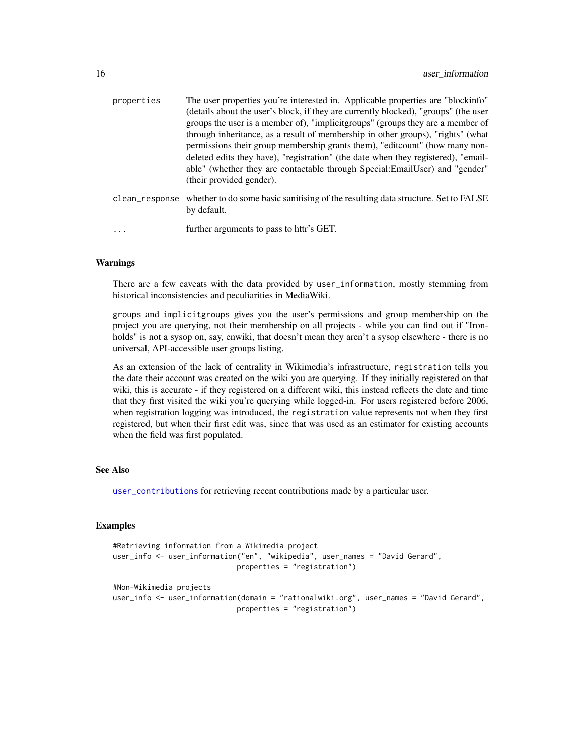| | |
|---|---|
| properties | The user properties you're interested in. Applicable properties are "blockinfo" (details about the user's block, if they are currently blocked), "groups" (the user groups the user is a member of), "implicitgroups" (groups they are a member of through inheritance, as a result of membership in other groups), "rights" (what permissions their group membership grants them), "editcount" (how many non-deleted edits they have), "registration" (the date when they registered), "emailable" (whether they are contactable through Special:EmailUser) and "gender" (their provided gender). |
| clean_response | whether to do some basic sanitising of the resulting data structure. Set to FALSE by default. |
| ... | further arguments to pass to httr's GET. |

## Warnings

There are a few caveats with the data provided by `user_information`, mostly stemming from historical inconsistencies and peculiarities in MediaWiki.

`groups` and `implicitgroups` gives you the user's permissions and group membership on the project you are querying, not their membership on all projects - while you can find out if "Ironholds" is not a sysop on, say, enwiki, that doesn't mean they aren't a sysop elsewhere - there is no universal, API-accessible user groups listing.

As an extension of the lack of centrality in Wikimedia's infrastructure, `registration` tells you the date their account was created on the wiki you are querying. If they initially registered on that wiki, this is accurate - if they registered on a different wiki, this instead reflects the date and time that they first visited the wiki you're querying while logged-in. For users registered before 2006, when registration logging was introduced, the `registration` value represents not when they first registered, but when their first edit was, since that was used as an estimator for existing accounts when the field was first populated.

## See Also

`user_contributions` for retrieving recent contributions made by a particular user.

## Examples

```
#Retrieving information from a Wikimedia project
user_info <- user_information("en", "wikipedia", user_names = "David Gerard",
                              properties = "registration")

#Non-Wikimedia projects
user_info <- user_information(domain = "rationalwiki.org", user_names = "David Gerard",
                              properties = "registration")
```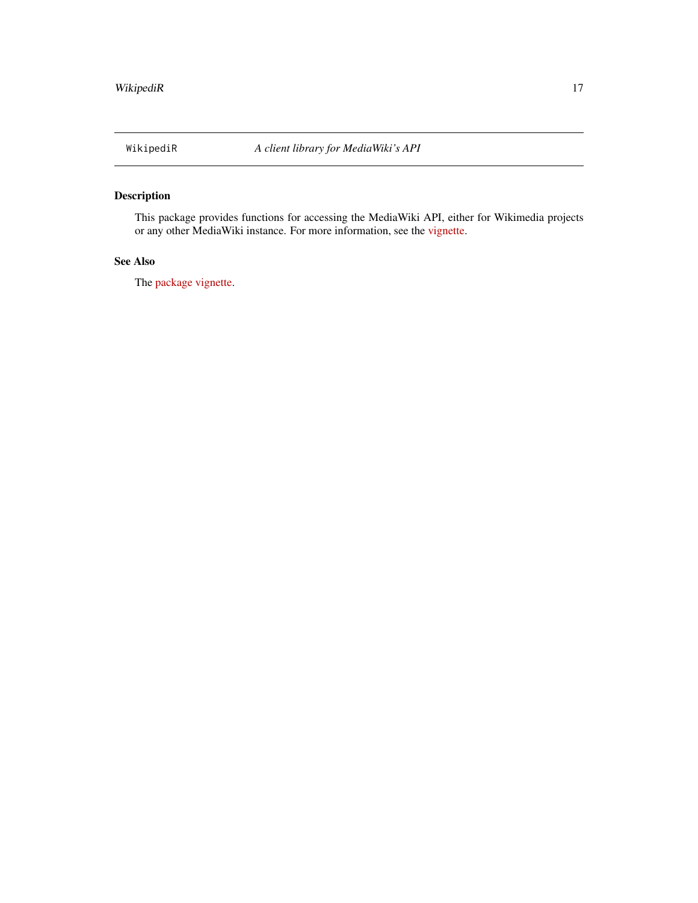WikipediR — *A client library for MediaWiki's API*

## Description

This package provides functions for accessing the MediaWiki API, either for Wikimedia projects or any other MediaWiki instance. For more information, see the vignette.

## See Also

The package vignette.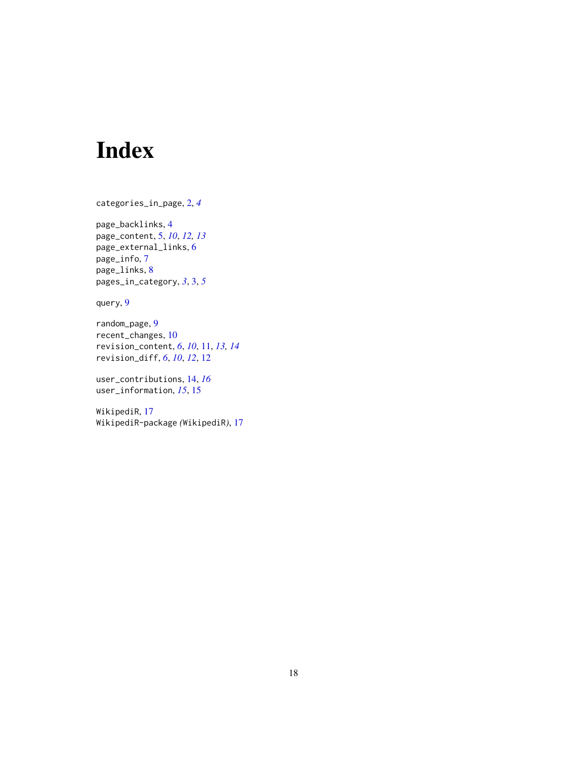# Index

categories_in_page, 2, *4*

page_backlinks, 4
page_content, 5, *10*, *12, 13*
page_external_links, 6
page_info, 7
page_links, 8
pages_in_category, *3*, 3, *5*

query, 9

random_page, 9
recent_changes, 10
revision_content, *6*, *10*, 11, *13, 14*
revision_diff, *6*, *10*, *12*, 12

user_contributions, 14, *16*
user_information, *15*, 15

WikipediR, 17
WikipediR-package *(*WikipediR*)*, 17